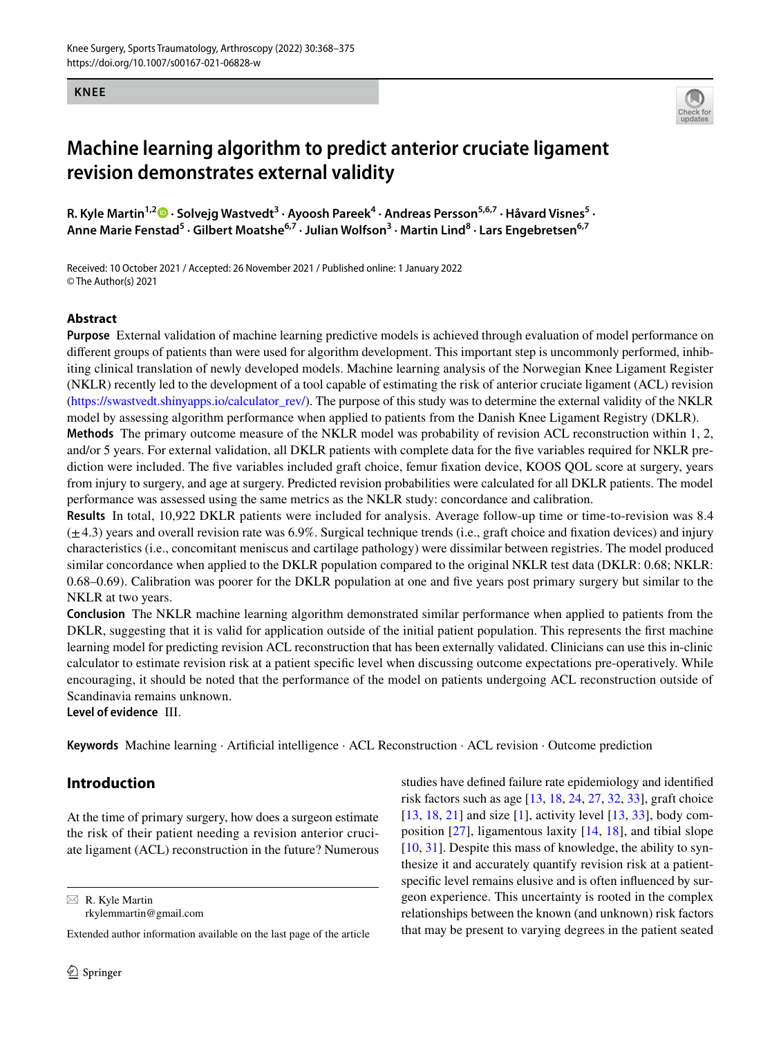KNEE

# Machine learning algorithm to predict anterior cruciate ligament revision demonstrates external validity

**R. Kyle Martin[1,2] · Solvejg Wastvedt[3] · Ayoosh Pareek[4] · Andreas Persson[5,6,7] · Håvard Visnes[5] · Anne Marie Fenstad[5] · Gilbert Moatshe[6,7] · Julian Wolfson[3] · Martin Lind[8] · Lars Engebretsen[6,7]**

Received: 10 October 2021 / Accepted: 26 November 2021 / Published online: 1 January 2022
© The Author(s) 2021

## Abstract

**Purpose** External validation of machine learning predictive models is achieved through evaluation of model performance on different groups of patients than were used for algorithm development. This important step is uncommonly performed, inhibiting clinical translation of newly developed models. Machine learning analysis of the Norwegian Knee Ligament Register (NKLR) recently led to the development of a tool capable of estimating the risk of anterior cruciate ligament (ACL) revision (https://swastvedt.shinyapps.io/calculator_rev/). The purpose of this study was to determine the external validity of the NKLR model by assessing algorithm performance when applied to patients from the Danish Knee Ligament Registry (DKLR).

**Methods** The primary outcome measure of the NKLR model was probability of revision ACL reconstruction within 1, 2, and/or 5 years. For external validation, all DKLR patients with complete data for the five variables required for NKLR prediction were included. The five variables included graft choice, femur fixation device, KOOS QOL score at surgery, years from injury to surgery, and age at surgery. Predicted revision probabilities were calculated for all DKLR patients. The model performance was assessed using the same metrics as the NKLR study: concordance and calibration.

**Results** In total, 10,922 DKLR patients were included for analysis. Average follow-up time or time-to-revision was 8.4 ($\pm$4.3) years and overall revision rate was 6.9%. Surgical technique trends (i.e., graft choice and fixation devices) and injury characteristics (i.e., concomitant meniscus and cartilage pathology) were dissimilar between registries. The model produced similar concordance when applied to the DKLR population compared to the original NKLR test data (DKLR: 0.68; NKLR: 0.68–0.69). Calibration was poorer for the DKLR population at one and five years post primary surgery but similar to the NKLR at two years.

**Conclusion** The NKLR machine learning algorithm demonstrated similar performance when applied to patients from the DKLR, suggesting that it is valid for application outside of the initial patient population. This represents the first machine learning model for predicting revision ACL reconstruction that has been externally validated. Clinicians can use this in-clinic calculator to estimate revision risk at a patient specific level when discussing outcome expectations pre-operatively. While encouraging, it should be noted that the performance of the model on patients undergoing ACL reconstruction outside of Scandinavia remains unknown.

**Level of evidence** III.

**Keywords** Machine learning · Artificial intelligence · ACL Reconstruction · ACL revision · Outcome prediction

## Introduction

At the time of primary surgery, how does a surgeon estimate the risk of their patient needing a revision anterior cruciate ligament (ACL) reconstruction in the future? Numerous studies have defined failure rate epidemiology and identified risk factors such as age [13, 18, 24, 27, 32, 33], graft choice [13, 18, 21] and size [1], activity level [13, 33], body composition [27], ligamentous laxity [14, 18], and tibial slope [10, 31]. Despite this mass of knowledge, the ability to synthesize it and accurately quantify revision risk at a patient-specific level remains elusive and is often influenced by surgeon experience. This uncertainty is rooted in the complex relationships between the known (and unknown) risk factors that may be present to varying degrees in the patient seated

✉ R. Kyle Martin
rkylemmartin@gmail.com

Extended author information available on the last page of the article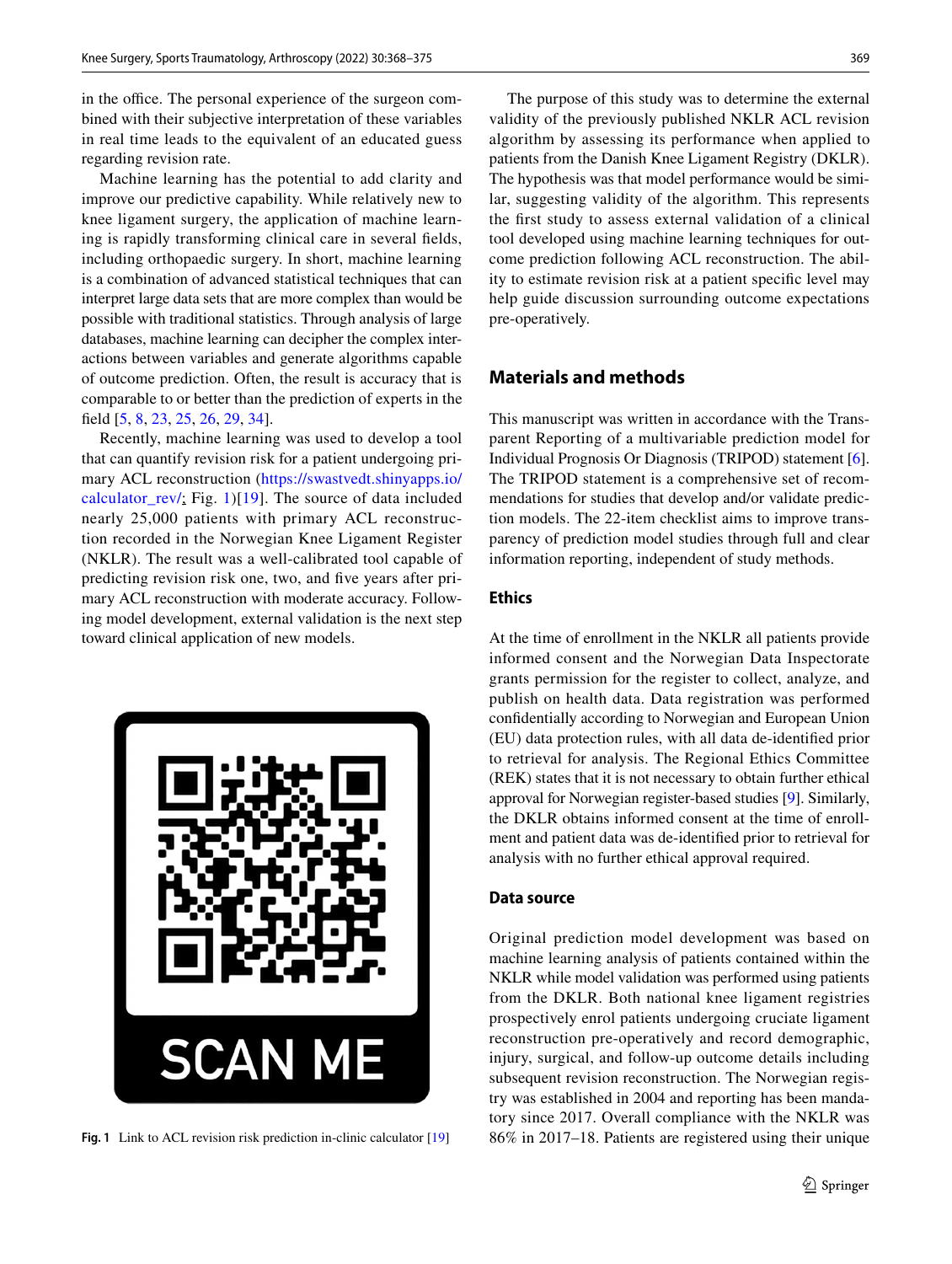in the office. The personal experience of the surgeon combined with their subjective interpretation of these variables in real time leads to the equivalent of an educated guess regarding revision rate.

Machine learning has the potential to add clarity and improve our predictive capability. While relatively new to knee ligament surgery, the application of machine learning is rapidly transforming clinical care in several fields, including orthopaedic surgery. In short, machine learning is a combination of advanced statistical techniques that can interpret large data sets that are more complex than would be possible with traditional statistics. Through analysis of large databases, machine learning can decipher the complex interactions between variables and generate algorithms capable of outcome prediction. Often, the result is accuracy that is comparable to or better than the prediction of experts in the field [5, 8, 23, 25, 26, 29, 34].

Recently, machine learning was used to develop a tool that can quantify revision risk for a patient undergoing primary ACL reconstruction (https://swastvedt.shinyapps.io/calculator_rev/; Fig. 1)[19]. The source of data included nearly 25,000 patients with primary ACL reconstruction recorded in the Norwegian Knee Ligament Register (NKLR). The result was a well-calibrated tool capable of predicting revision risk one, two, and five years after primary ACL reconstruction with moderate accuracy. Following model development, external validation is the next step toward clinical application of new models.

**Fig. 1** Link to ACL revision risk prediction in-clinic calculator [19]

The purpose of this study was to determine the external validity of the previously published NKLR ACL revision algorithm by assessing its performance when applied to patients from the Danish Knee Ligament Registry (DKLR). The hypothesis was that model performance would be similar, suggesting validity of the algorithm. This represents the first study to assess external validation of a clinical tool developed using machine learning techniques for outcome prediction following ACL reconstruction. The ability to estimate revision risk at a patient specific level may help guide discussion surrounding outcome expectations pre-operatively.

## Materials and methods

This manuscript was written in accordance with the Transparent Reporting of a multivariable prediction model for Individual Prognosis Or Diagnosis (TRIPOD) statement [6]. The TRIPOD statement is a comprehensive set of recommendations for studies that develop and/or validate prediction models. The 22-item checklist aims to improve transparency of prediction model studies through full and clear information reporting, independent of study methods.

### Ethics

At the time of enrollment in the NKLR all patients provide informed consent and the Norwegian Data Inspectorate grants permission for the register to collect, analyze, and publish on health data. Data registration was performed confidentially according to Norwegian and European Union (EU) data protection rules, with all data de-identified prior to retrieval for analysis. The Regional Ethics Committee (REK) states that it is not necessary to obtain further ethical approval for Norwegian register-based studies [9]. Similarly, the DKLR obtains informed consent at the time of enrollment and patient data was de-identified prior to retrieval for analysis with no further ethical approval required.

### Data source

Original prediction model development was based on machine learning analysis of patients contained within the NKLR while model validation was performed using patients from the DKLR. Both national knee ligament registries prospectively enrol patients undergoing cruciate ligament reconstruction pre-operatively and record demographic, injury, surgical, and follow-up outcome details including subsequent revision reconstruction. The Norwegian registry was established in 2004 and reporting has been mandatory since 2017. Overall compliance with the NKLR was 86% in 2017–18. Patients are registered using their unique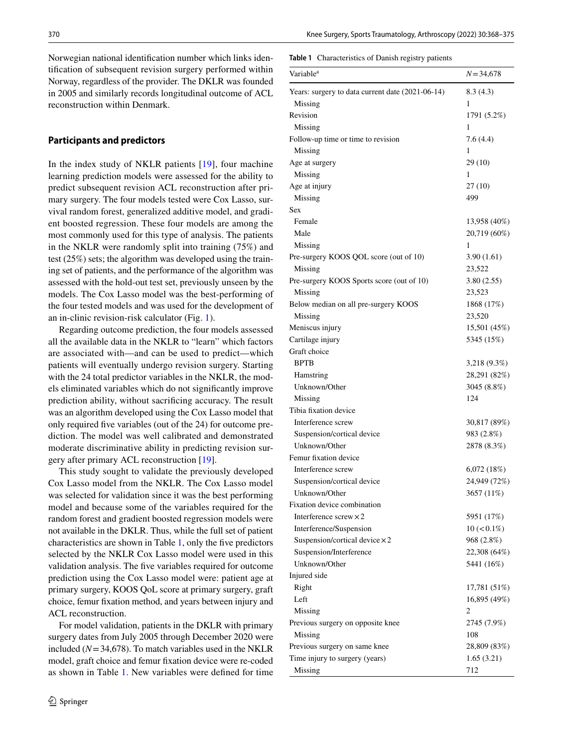Norwegian national identification number which links identification of subsequent revision surgery performed within Norway, regardless of the provider. The DKLR was founded in 2005 and similarly records longitudinal outcome of ACL reconstruction within Denmark.

### Participants and predictors

In the index study of NKLR patients [19], four machine learning prediction models were assessed for the ability to predict subsequent revision ACL reconstruction after primary surgery. The four models tested were Cox Lasso, survival random forest, generalized additive model, and gradient boosted regression. These four models are among the most commonly used for this type of analysis. The patients in the NKLR were randomly split into training (75%) and test (25%) sets; the algorithm was developed using the training set of patients, and the performance of the algorithm was assessed with the hold-out test set, previously unseen by the models. The Cox Lasso model was the best-performing of the four tested models and was used for the development of an in-clinic revision-risk calculator (Fig. 1).

Regarding outcome prediction, the four models assessed all the available data in the NKLR to "learn" which factors are associated with—and can be used to predict—which patients will eventually undergo revision surgery. Starting with the 24 total predictor variables in the NKLR, the models eliminated variables which do not significantly improve prediction ability, without sacrificing accuracy. The result was an algorithm developed using the Cox Lasso model that only required five variables (out of the 24) for outcome prediction. The model was well calibrated and demonstrated moderate discriminative ability in predicting revision surgery after primary ACL reconstruction [19].

This study sought to validate the previously developed Cox Lasso model from the NKLR. The Cox Lasso model was selected for validation since it was the best performing model and because some of the variables required for the random forest and gradient boosted regression models were not available in the DKLR. Thus, while the full set of patient characteristics are shown in Table 1, only the five predictors selected by the NKLR Cox Lasso model were used in this validation analysis. The five variables required for outcome prediction using the Cox Lasso model were: patient age at primary surgery, KOOS QoL score at primary surgery, graft choice, femur fixation method, and years between injury and ACL reconstruction.

For model validation, patients in the DKLR with primary surgery dates from July 2005 through December 2020 were included ($N = 34{,}678$). To match variables used in the NKLR model, graft choice and femur fixation device were re-coded as shown in Table 1. New variables were defined for time

**Table 1** Characteristics of Danish registry patients

| Variable[a] | $N = 34{,}678$ |
|---|---|
| Years: surgery to data current date (2021-06-14) | 8.3 (4.3) |
| Missing | 1 |
| Revision | 1791 (5.2%) |
| Missing | 1 |
| Follow-up time or time to revision | 7.6 (4.4) |
| Missing | 1 |
| Age at surgery | 29 (10) |
| Missing | 1 |
| Age at injury | 27 (10) |
| Missing | 499 |
| Sex | |
| Female | 13,958 (40%) |
| Male | 20,719 (60%) |
| Missing | 1 |
| Pre-surgery KOOS QOL score (out of 10) | 3.90 (1.61) |
| Missing | 23,522 |
| Pre-surgery KOOS Sports score (out of 10) | 3.80 (2.55) |
| Missing | 23,523 |
| Below median on all pre-surgery KOOS | 1868 (17%) |
| Missing | 23,520 |
| Meniscus injury | 15,501 (45%) |
| Cartilage injury | 5345 (15%) |
| Graft choice | |
| BPTB | 3,218 (9.3%) |
| Hamstring | 28,291 (82%) |
| Unknown/Other | 3045 (8.8%) |
| Missing | 124 |
| Tibia fixation device | |
| Interference screw | 30,817 (89%) |
| Suspension/cortical device | 983 (2.8%) |
| Unknown/Other | 2878 (8.3%) |
| Femur fixation device | |
| Interference screw | 6,072 (18%) |
| Suspension/cortical device | 24,949 (72%) |
| Unknown/Other | 3657 (11%) |
| Fixation device combination | |
| Interference screw × 2 | 5951 (17%) |
| Interference/Suspension | 10 (< 0.1%) |
| Suspension/cortical device × 2 | 968 (2.8%) |
| Suspension/Interference | 22,308 (64%) |
| Unknown/Other | 5441 (16%) |
| Injured side | |
| Right | 17,781 (51%) |
| Left | 16,895 (49%) |
| Missing | 2 |
| Previous surgery on opposite knee | 2745 (7.9%) |
| Missing | 108 |
| Previous surgery on same knee | 28,809 (83%) |
| Time injury to surgery (years) | 1.65 (3.21) |
| Missing | 712 |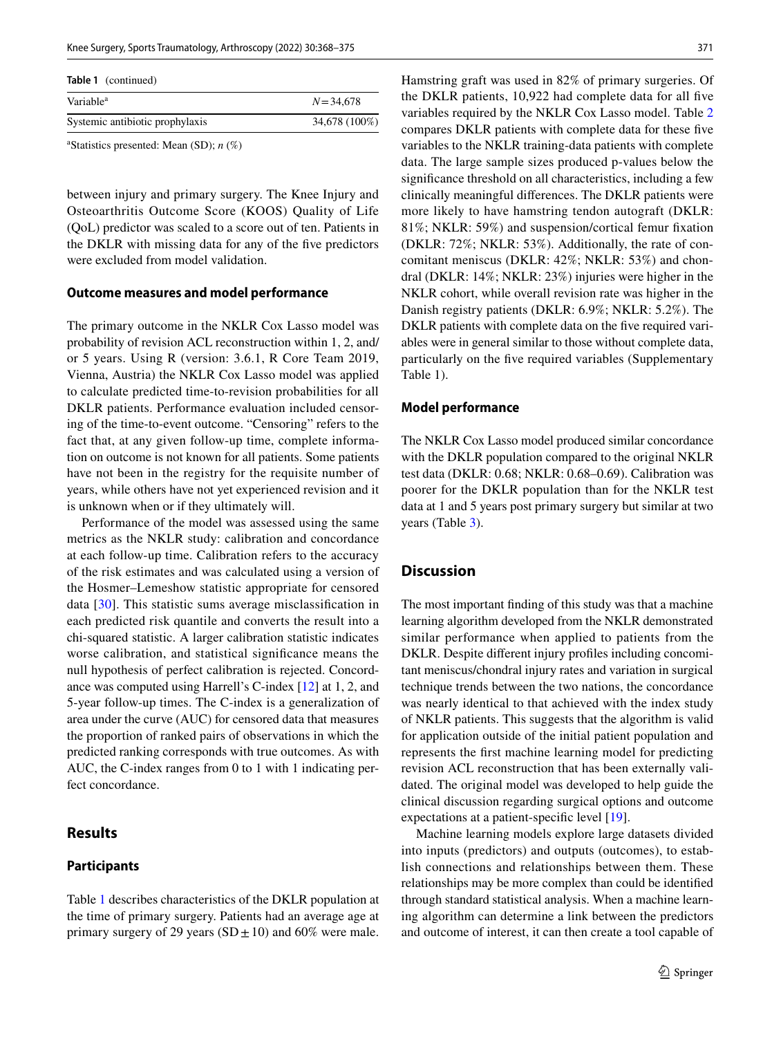**Table 1** (continued)

| Variable[a] | $N = 34,678$ |
| --- | --- |
| Systemic antibiotic prophylaxis | 34,678 (100%) |

[a]Statistics presented: Mean (SD); *n* (%)

between injury and primary surgery. The Knee Injury and Osteoarthritis Outcome Score (KOOS) Quality of Life (QoL) predictor was scaled to a score out of ten. Patients in the DKLR with missing data for any of the five predictors were excluded from model validation.

### Outcome measures and model performance

The primary outcome in the NKLR Cox Lasso model was probability of revision ACL reconstruction within 1, 2, and/or 5 years. Using R (version: 3.6.1, R Core Team 2019, Vienna, Austria) the NKLR Cox Lasso model was applied to calculate predicted time-to-revision probabilities for all DKLR patients. Performance evaluation included censoring of the time-to-event outcome. "Censoring" refers to the fact that, at any given follow-up time, complete information on outcome is not known for all patients. Some patients have not been in the registry for the requisite number of years, while others have not yet experienced revision and it is unknown when or if they ultimately will.

Performance of the model was assessed using the same metrics as the NKLR study: calibration and concordance at each follow-up time. Calibration refers to the accuracy of the risk estimates and was calculated using a version of the Hosmer–Lemeshow statistic appropriate for censored data [30]. This statistic sums average misclassification in each predicted risk quantile and converts the result into a chi-squared statistic. A larger calibration statistic indicates worse calibration, and statistical significance means the null hypothesis of perfect calibration is rejected. Concordance was computed using Harrell's C-index [12] at 1, 2, and 5-year follow-up times. The C-index is a generalization of area under the curve (AUC) for censored data that measures the proportion of ranked pairs of observations in which the predicted ranking corresponds with true outcomes. As with AUC, the C-index ranges from 0 to 1 with 1 indicating perfect concordance.

## Results

### Participants

Table 1 describes characteristics of the DKLR population at the time of primary surgery. Patients had an average age at primary surgery of 29 years (SD ± 10) and 60% were male. Hamstring graft was used in 82% of primary surgeries. Of the DKLR patients, 10,922 had complete data for all five variables required by the NKLR Cox Lasso model. Table 2 compares DKLR patients with complete data for these five variables to the NKLR training-data patients with complete data. The large sample sizes produced p-values below the significance threshold on all characteristics, including a few clinically meaningful differences. The DKLR patients were more likely to have hamstring tendon autograft (DKLR: 81%; NKLR: 59%) and suspension/cortical femur fixation (DKLR: 72%; NKLR: 53%). Additionally, the rate of concomitant meniscus (DKLR: 42%; NKLR: 53%) and chondral (DKLR: 14%; NKLR: 23%) injuries were higher in the NKLR cohort, while overall revision rate was higher in the Danish registry patients (DKLR: 6.9%; NKLR: 5.2%). The DKLR patients with complete data on the five required variables were in general similar to those without complete data, particularly on the five required variables (Supplementary Table 1).

### Model performance

The NKLR Cox Lasso model produced similar concordance with the DKLR population compared to the original NKLR test data (DKLR: 0.68; NKLR: 0.68–0.69). Calibration was poorer for the DKLR population than for the NKLR test data at 1 and 5 years post primary surgery but similar at two years (Table 3).

## Discussion

The most important finding of this study was that a machine learning algorithm developed from the NKLR demonstrated similar performance when applied to patients from the DKLR. Despite different injury profiles including concomitant meniscus/chondral injury rates and variation in surgical technique trends between the two nations, the concordance was nearly identical to that achieved with the index study of NKLR patients. This suggests that the algorithm is valid for application outside of the initial patient population and represents the first machine learning model for predicting revision ACL reconstruction that has been externally validated. The original model was developed to help guide the clinical discussion regarding surgical options and outcome expectations at a patient-specific level [19].

Machine learning models explore large datasets divided into inputs (predictors) and outputs (outcomes), to establish connections and relationships between them. These relationships may be more complex than could be identified through standard statistical analysis. When a machine learning algorithm can determine a link between the predictors and outcome of interest, it can then create a tool capable of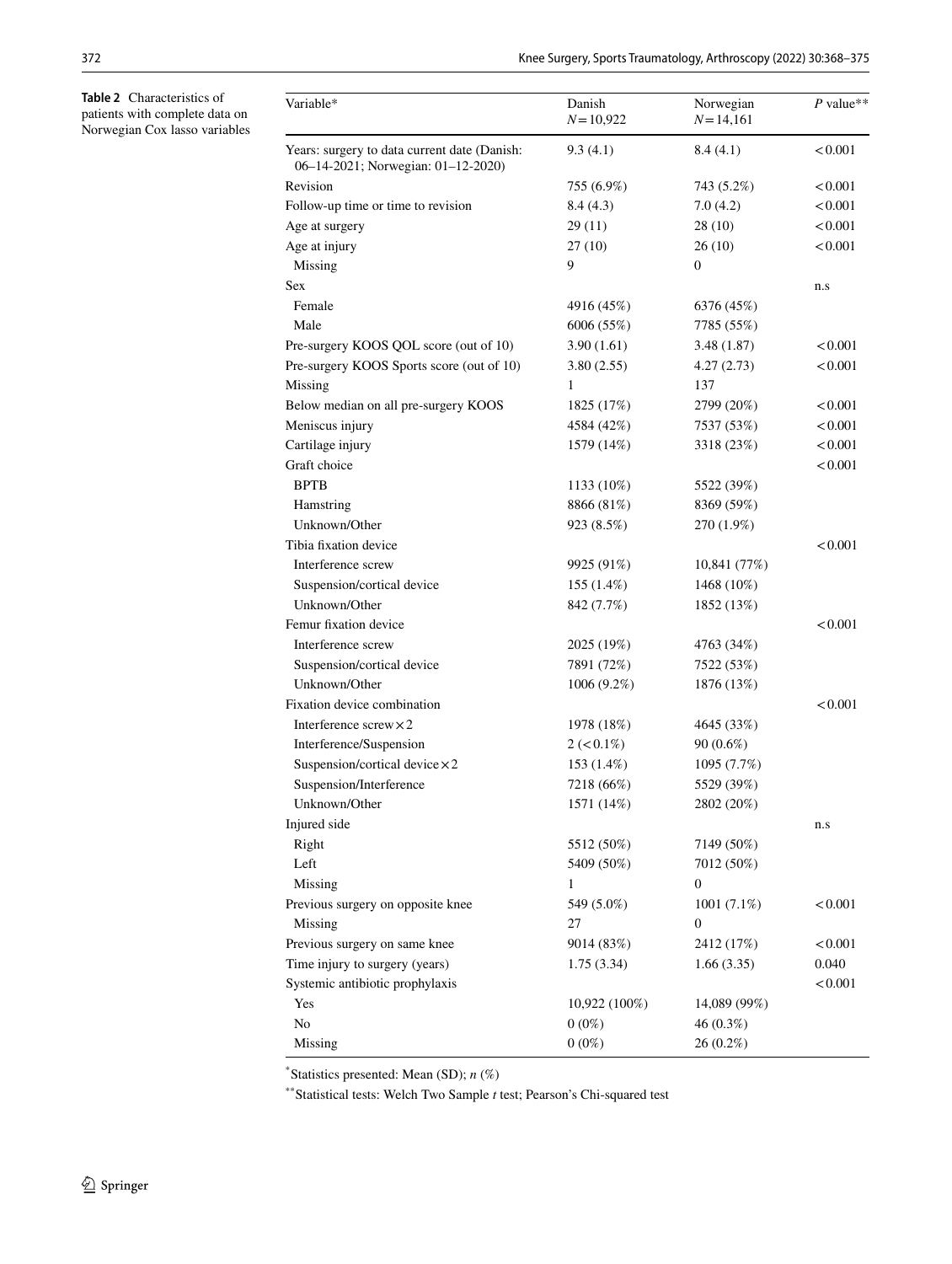**Table 2** Characteristics of patients with complete data on Norwegian Cox lasso variables

| Variable* | Danish $N = 10{,}922$ | Norwegian $N = 14{,}161$ | $P$ value** |
|---|---|---|---|
| Years: surgery to data current date (Danish: 06–14-2021; Norwegian: 01–12-2020) | 9.3 (4.1) | 8.4 (4.1) | < 0.001 |
| Revision | 755 (6.9%) | 743 (5.2%) | < 0.001 |
| Follow-up time or time to revision | 8.4 (4.3) | 7.0 (4.2) | < 0.001 |
| Age at surgery | 29 (11) | 28 (10) | < 0.001 |
| Age at injury | 27 (10) | 26 (10) | < 0.001 |
| Missing | 9 | 0 | |
| Sex | | | n.s |
| Female | 4916 (45%) | 6376 (45%) | |
| Male | 6006 (55%) | 7785 (55%) | |
| Pre-surgery KOOS QOL score (out of 10) | 3.90 (1.61) | 3.48 (1.87) | < 0.001 |
| Pre-surgery KOOS Sports score (out of 10) | 3.80 (2.55) | 4.27 (2.73) | < 0.001 |
| Missing | 1 | 137 | |
| Below median on all pre-surgery KOOS | 1825 (17%) | 2799 (20%) | < 0.001 |
| Meniscus injury | 4584 (42%) | 7537 (53%) | < 0.001 |
| Cartilage injury | 1579 (14%) | 3318 (23%) | < 0.001 |
| Graft choice | | | < 0.001 |
| BPTB | 1133 (10%) | 5522 (39%) | |
| Hamstring | 8866 (81%) | 8369 (59%) | |
| Unknown/Other | 923 (8.5%) | 270 (1.9%) | |
| Tibia fixation device | | | < 0.001 |
| Interference screw | 9925 (91%) | 10,841 (77%) | |
| Suspension/cortical device | 155 (1.4%) | 1468 (10%) | |
| Unknown/Other | 842 (7.7%) | 1852 (13%) | |
| Femur fixation device | | | < 0.001 |
| Interference screw | 2025 (19%) | 4763 (34%) | |
| Suspension/cortical device | 7891 (72%) | 7522 (53%) | |
| Unknown/Other | 1006 (9.2%) | 1876 (13%) | |
| Fixation device combination | | | < 0.001 |
| Interference screw × 2 | 1978 (18%) | 4645 (33%) | |
| Interference/Suspension | 2 (< 0.1%) | 90 (0.6%) | |
| Suspension/cortical device × 2 | 153 (1.4%) | 1095 (7.7%) | |
| Suspension/Interference | 7218 (66%) | 5529 (39%) | |
| Unknown/Other | 1571 (14%) | 2802 (20%) | |
| Injured side | | | n.s |
| Right | 5512 (50%) | 7149 (50%) | |
| Left | 5409 (50%) | 7012 (50%) | |
| Missing | 1 | 0 | |
| Previous surgery on opposite knee | 549 (5.0%) | 1001 (7.1%) | < 0.001 |
| Missing | 27 | 0 | |
| Previous surgery on same knee | 9014 (83%) | 2412 (17%) | < 0.001 |
| Time injury to surgery (years) | 1.75 (3.34) | 1.66 (3.35) | 0.040 |
| Systemic antibiotic prophylaxis | | | < 0.001 |
| Yes | 10,922 (100%) | 14,089 (99%) | |
| No | 0 (0%) | 46 (0.3%) | |
| Missing | 0 (0%) | 26 (0.2%) | |

*Statistics presented: Mean (SD); *n* (%)

**Statistical tests: Welch Two Sample *t* test; Pearson's Chi-squared test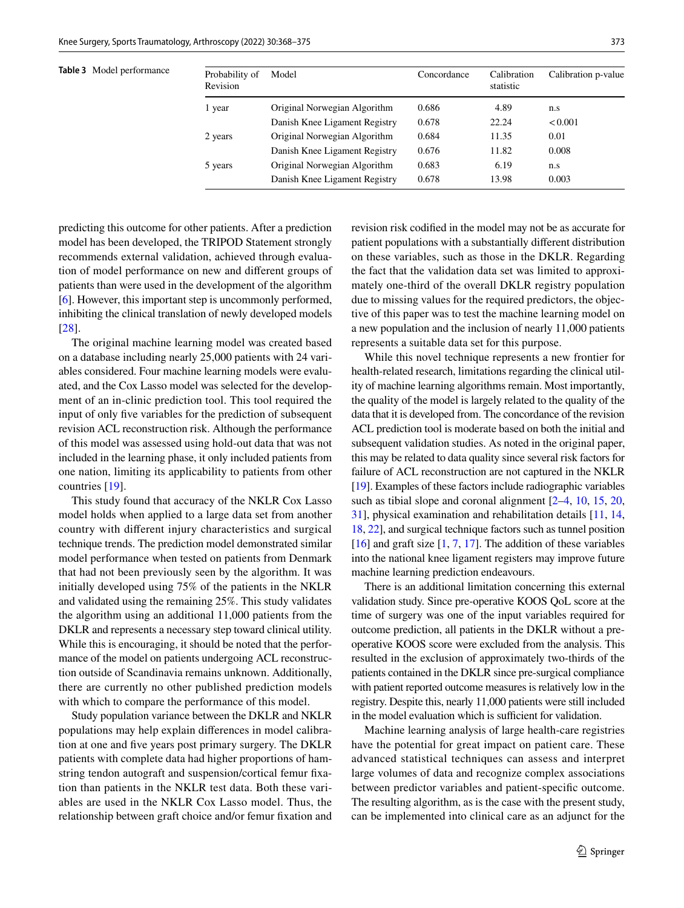**Table 3** Model performance

| Probability of Revision | Model | Concordance | Calibration statistic | Calibration p-value |
|---|---|---|---|---|
| 1 year | Original Norwegian Algorithm | 0.686 | 4.89 | n.s |
| | Danish Knee Ligament Registry | 0.678 | 22.24 | < 0.001 |
| 2 years | Original Norwegian Algorithm | 0.684 | 11.35 | 0.01 |
| | Danish Knee Ligament Registry | 0.676 | 11.82 | 0.008 |
| 5 years | Original Norwegian Algorithm | 0.683 | 6.19 | n.s |
| | Danish Knee Ligament Registry | 0.678 | 13.98 | 0.003 |

predicting this outcome for other patients. After a prediction model has been developed, the TRIPOD Statement strongly recommends external validation, achieved through evaluation of model performance on new and different groups of patients than were used in the development of the algorithm [6]. However, this important step is uncommonly performed, inhibiting the clinical translation of newly developed models [28].

The original machine learning model was created based on a database including nearly 25,000 patients with 24 variables considered. Four machine learning models were evaluated, and the Cox Lasso model was selected for the development of an in-clinic prediction tool. This tool required the input of only five variables for the prediction of subsequent revision ACL reconstruction risk. Although the performance of this model was assessed using hold-out data that was not included in the learning phase, it only included patients from one nation, limiting its applicability to patients from other countries [19].

This study found that accuracy of the NKLR Cox Lasso model holds when applied to a large data set from another country with different injury characteristics and surgical technique trends. The prediction model demonstrated similar model performance when tested on patients from Denmark that had not been previously seen by the algorithm. It was initially developed using 75% of the patients in the NKLR and validated using the remaining 25%. This study validates the algorithm using an additional 11,000 patients from the DKLR and represents a necessary step toward clinical utility. While this is encouraging, it should be noted that the performance of the model on patients undergoing ACL reconstruction outside of Scandinavia remains unknown. Additionally, there are currently no other published prediction models with which to compare the performance of this model.

Study population variance between the DKLR and NKLR populations may help explain differences in model calibration at one and five years post primary surgery. The DKLR patients with complete data had higher proportions of hamstring tendon autograft and suspension/cortical femur fixation than patients in the NKLR test data. Both these variables are used in the NKLR Cox Lasso model. Thus, the relationship between graft choice and/or femur fixation and revision risk codified in the model may not be as accurate for patient populations with a substantially different distribution on these variables, such as those in the DKLR. Regarding the fact that the validation data set was limited to approximately one-third of the overall DKLR registry population due to missing values for the required predictors, the objective of this paper was to test the machine learning model on a new population and the inclusion of nearly 11,000 patients represents a suitable data set for this purpose.

While this novel technique represents a new frontier for health-related research, limitations regarding the clinical utility of machine learning algorithms remain. Most importantly, the quality of the model is largely related to the quality of the data that it is developed from. The concordance of the revision ACL prediction tool is moderate based on both the initial and subsequent validation studies. As noted in the original paper, this may be related to data quality since several risk factors for failure of ACL reconstruction are not captured in the NKLR [19]. Examples of these factors include radiographic variables such as tibial slope and coronal alignment [2–4, 10, 15, 20, 31], physical examination and rehabilitation details [11, 14, 18, 22], and surgical technique factors such as tunnel position [16] and graft size [1, 7, 17]. The addition of these variables into the national knee ligament registers may improve future machine learning prediction endeavours.

There is an additional limitation concerning this external validation study. Since pre-operative KOOS QoL score at the time of surgery was one of the input variables required for outcome prediction, all patients in the DKLR without a pre-operative KOOS score were excluded from the analysis. This resulted in the exclusion of approximately two-thirds of the patients contained in the DKLR since pre-surgical compliance with patient reported outcome measures is relatively low in the registry. Despite this, nearly 11,000 patients were still included in the model evaluation which is sufficient for validation.

Machine learning analysis of large health-care registries have the potential for great impact on patient care. These advanced statistical techniques can assess and interpret large volumes of data and recognize complex associations between predictor variables and patient-specific outcome. The resulting algorithm, as is the case with the present study, can be implemented into clinical care as an adjunct for the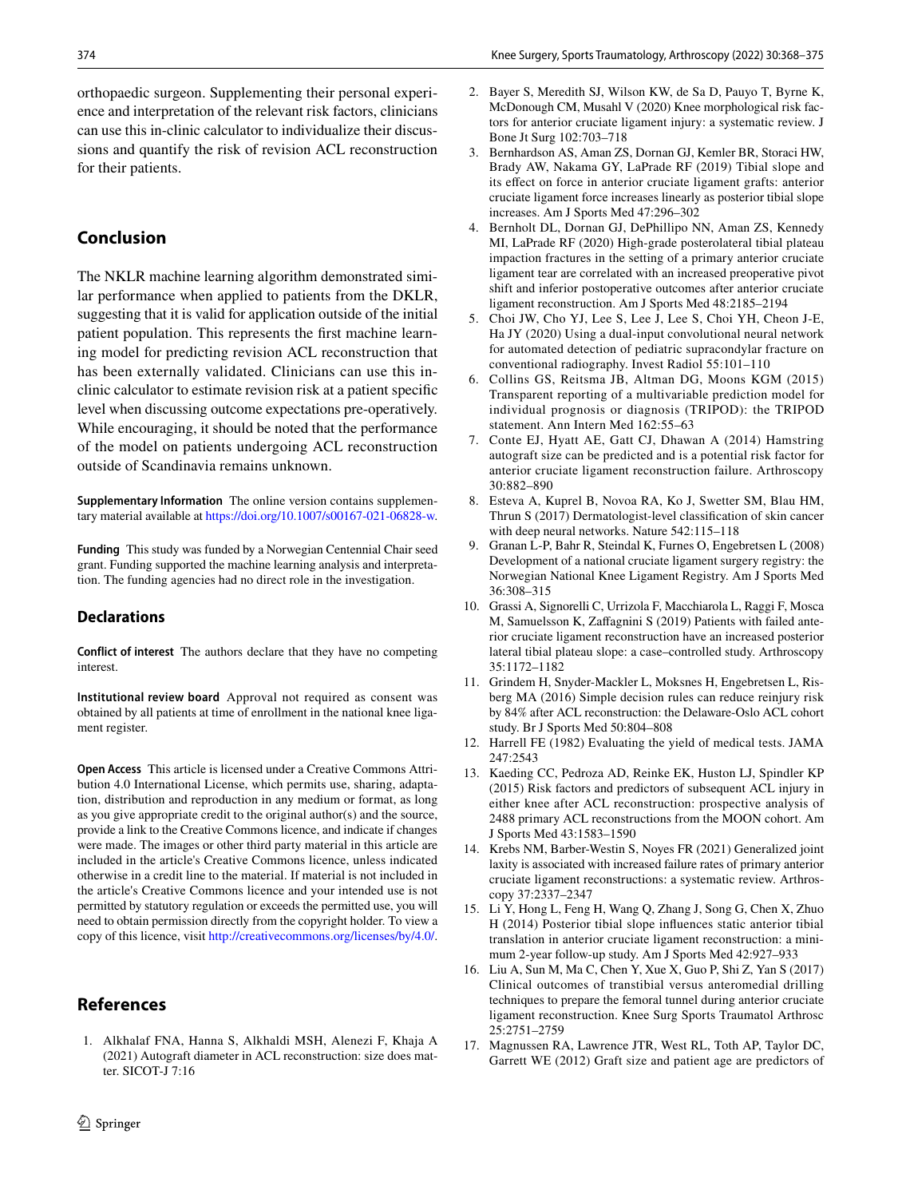orthopaedic surgeon. Supplementing their personal experience and interpretation of the relevant risk factors, clinicians can use this in-clinic calculator to individualize their discussions and quantify the risk of revision ACL reconstruction for their patients.

## Conclusion

The NKLR machine learning algorithm demonstrated similar performance when applied to patients from the DKLR, suggesting that it is valid for application outside of the initial patient population. This represents the first machine learning model for predicting revision ACL reconstruction that has been externally validated. Clinicians can use this in-clinic calculator to estimate revision risk at a patient specific level when discussing outcome expectations pre-operatively. While encouraging, it should be noted that the performance of the model on patients undergoing ACL reconstruction outside of Scandinavia remains unknown.

**Supplementary Information** The online version contains supplementary material available at https://doi.org/10.1007/s00167-021-06828-w.

**Funding** This study was funded by a Norwegian Centennial Chair seed grant. Funding supported the machine learning analysis and interpretation. The funding agencies had no direct role in the investigation.

## Declarations

**Conflict of interest** The authors declare that they have no competing interest.

**Institutional review board** Approval not required as consent was obtained by all patients at time of enrollment in the national knee ligament register.

**Open Access** This article is licensed under a Creative Commons Attribution 4.0 International License, which permits use, sharing, adaptation, distribution and reproduction in any medium or format, as long as you give appropriate credit to the original author(s) and the source, provide a link to the Creative Commons licence, and indicate if changes were made. The images or other third party material in this article are included in the article's Creative Commons licence, unless indicated otherwise in a credit line to the material. If material is not included in the article's Creative Commons licence and your intended use is not permitted by statutory regulation or exceeds the permitted use, you will need to obtain permission directly from the copyright holder. To view a copy of this licence, visit http://creativecommons.org/licenses/by/4.0/.

## References

1. Alkhalaf FNA, Hanna S, Alkhaldi MSH, Alenezi F, Khaja A (2021) Autograft diameter in ACL reconstruction: size does matter. SICOT-J 7:16
2. Bayer S, Meredith SJ, Wilson KW, de Sa D, Pauyo T, Byrne K, McDonough CM, Musahl V (2020) Knee morphological risk factors for anterior cruciate ligament injury: a systematic review. J Bone Jt Surg 102:703–718
3. Bernhardson AS, Aman ZS, Dornan GJ, Kemler BR, Storaci HW, Brady AW, Nakama GY, LaPrade RF (2019) Tibial slope and its effect on force in anterior cruciate ligament grafts: anterior cruciate ligament force increases linearly as posterior tibial slope increases. Am J Sports Med 47:296–302
4. Bernholt DL, Dornan GJ, DePhillipo NN, Aman ZS, Kennedy MI, LaPrade RF (2020) High-grade posterolateral tibial plateau impaction fractures in the setting of a primary anterior cruciate ligament tear are correlated with an increased preoperative pivot shift and inferior postoperative outcomes after anterior cruciate ligament reconstruction. Am J Sports Med 48:2185–2194
5. Choi JW, Cho YJ, Lee S, Lee J, Lee S, Choi YH, Cheon J-E, Ha JY (2020) Using a dual-input convolutional neural network for automated detection of pediatric supracondylar fracture on conventional radiography. Invest Radiol 55:101–110
6. Collins GS, Reitsma JB, Altman DG, Moons KGM (2015) Transparent reporting of a multivariable prediction model for individual prognosis or diagnosis (TRIPOD): the TRIPOD statement. Ann Intern Med 162:55–63
7. Conte EJ, Hyatt AE, Gatt CJ, Dhawan A (2014) Hamstring autograft size can be predicted and is a potential risk factor for anterior cruciate ligament reconstruction failure. Arthroscopy 30:882–890
8. Esteva A, Kuprel B, Novoa RA, Ko J, Swetter SM, Blau HM, Thrun S (2017) Dermatologist-level classification of skin cancer with deep neural networks. Nature 542:115–118
9. Granan L-P, Bahr R, Steindal K, Furnes O, Engebretsen L (2008) Development of a national cruciate ligament surgery registry: the Norwegian National Knee Ligament Registry. Am J Sports Med 36:308–315
10. Grassi A, Signorelli C, Urrizola F, Macchiarola L, Raggi F, Mosca M, Samuelsson K, Zaffagnini S (2019) Patients with failed anterior cruciate ligament reconstruction have an increased posterior lateral tibial plateau slope: a case–controlled study. Arthroscopy 35:1172–1182
11. Grindem H, Snyder-Mackler L, Moksnes H, Engebretsen L, Risberg MA (2016) Simple decision rules can reduce reinjury risk by 84% after ACL reconstruction: the Delaware-Oslo ACL cohort study. Br J Sports Med 50:804–808
12. Harrell FE (1982) Evaluating the yield of medical tests. JAMA 247:2543
13. Kaeding CC, Pedroza AD, Reinke EK, Huston LJ, Spindler KP (2015) Risk factors and predictors of subsequent ACL injury in either knee after ACL reconstruction: prospective analysis of 2488 primary ACL reconstructions from the MOON cohort. Am J Sports Med 43:1583–1590
14. Krebs NM, Barber-Westin S, Noyes FR (2021) Generalized joint laxity is associated with increased failure rates of primary anterior cruciate ligament reconstructions: a systematic review. Arthroscopy 37:2337–2347
15. Li Y, Hong L, Feng H, Wang Q, Zhang J, Song G, Chen X, Zhuo H (2014) Posterior tibial slope influences static anterior tibial translation in anterior cruciate ligament reconstruction: a minimum 2-year follow-up study. Am J Sports Med 42:927–933
16. Liu A, Sun M, Ma C, Chen Y, Xue X, Guo P, Shi Z, Yan S (2017) Clinical outcomes of transtibial versus anteromedial drilling techniques to prepare the femoral tunnel during anterior cruciate ligament reconstruction. Knee Surg Sports Traumatol Arthrosc 25:2751–2759
17. Magnussen RA, Lawrence JTR, West RL, Toth AP, Taylor DC, Garrett WE (2012) Graft size and patient age are predictors of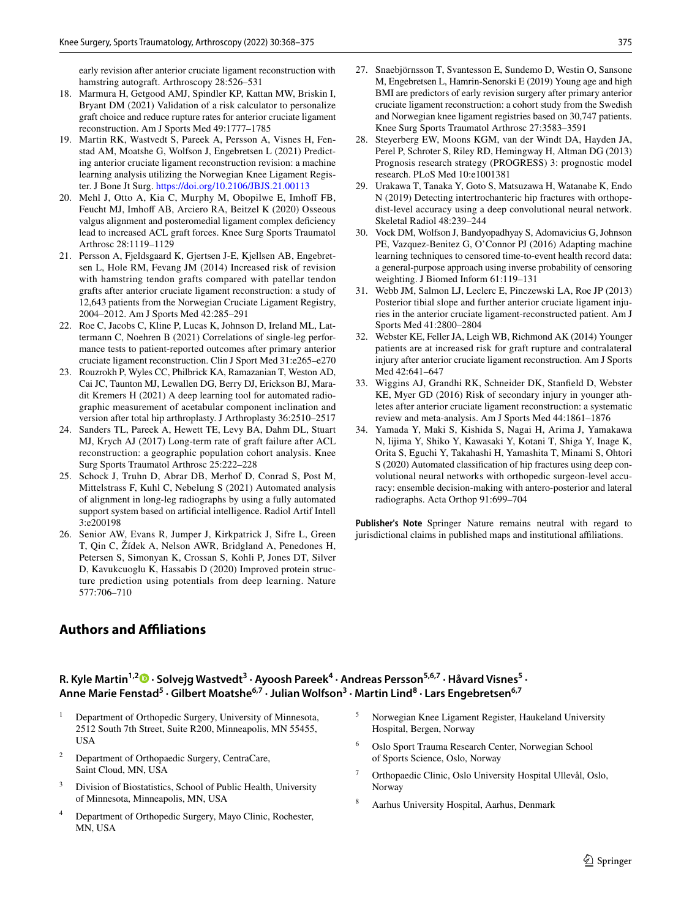early revision after anterior cruciate ligament reconstruction with hamstring autograft. Arthroscopy 28:526–531

18. Marmura H, Getgood AMJ, Spindler KP, Kattan MW, Briskin I, Bryant DM (2021) Validation of a risk calculator to personalize graft choice and reduce rupture rates for anterior cruciate ligament reconstruction. Am J Sports Med 49:1777–1785
19. Martin RK, Wastvedt S, Pareek A, Persson A, Visnes H, Fenstad AM, Moatshe G, Wolfson J, Engebretsen L (2021) Predicting anterior cruciate ligament reconstruction revision: a machine learning analysis utilizing the Norwegian Knee Ligament Register. J Bone Jt Surg. https://doi.org/10.2106/JBJS.21.00113
20. Mehl J, Otto A, Kia C, Murphy M, Obopilwe E, Imhoff FB, Feucht MJ, Imhoff AB, Arciero RA, Beitzel K (2020) Osseous valgus alignment and posteromedial ligament complex deficiency lead to increased ACL graft forces. Knee Surg Sports Traumatol Arthrosc 28:1119–1129
21. Persson A, Fjeldsgaard K, Gjertsen J-E, Kjellsen AB, Engebretsen L, Hole RM, Fevang JM (2014) Increased risk of revision with hamstring tendon grafts compared with patellar tendon grafts after anterior cruciate ligament reconstruction: a study of 12,643 patients from the Norwegian Cruciate Ligament Registry, 2004–2012. Am J Sports Med 42:285–291
22. Roe C, Jacobs C, Kline P, Lucas K, Johnson D, Ireland ML, Lattermann C, Noehren B (2021) Correlations of single-leg performance tests to patient-reported outcomes after primary anterior cruciate ligament reconstruction. Clin J Sport Med 31:e265–e270
23. Rouzrokh P, Wyles CC, Philbrick KA, Ramazanian T, Weston AD, Cai JC, Taunton MJ, Lewallen DG, Berry DJ, Erickson BJ, Maradit Kremers H (2021) A deep learning tool for automated radiographic measurement of acetabular component inclination and version after total hip arthroplasty. J Arthroplasty 36:2510–2517
24. Sanders TL, Pareek A, Hewett TE, Levy BA, Dahm DL, Stuart MJ, Krych AJ (2017) Long-term rate of graft failure after ACL reconstruction: a geographic population cohort analysis. Knee Surg Sports Traumatol Arthrosc 25:222–228
25. Schock J, Truhn D, Abrar DB, Merhof D, Conrad S, Post M, Mittelstrass F, Kuhl C, Nebelung S (2021) Automated analysis of alignment in long-leg radiographs by using a fully automated support system based on artificial intelligence. Radiol Artif Intell 3:e200198
26. Senior AW, Evans R, Jumper J, Kirkpatrick J, Sifre L, Green T, Qin C, Žídek A, Nelson AWR, Bridgland A, Penedones H, Petersen S, Simonyan K, Crossan S, Kohli P, Jones DT, Silver D, Kavukcuoglu K, Hassabis D (2020) Improved protein structure prediction using potentials from deep learning. Nature 577:706–710
27. Snaebjörnsson T, Svantesson E, Sundemo D, Westin O, Sansone M, Engebretsen L, Hamrin-Senorski E (2019) Young age and high BMI are predictors of early revision surgery after primary anterior cruciate ligament reconstruction: a cohort study from the Swedish and Norwegian knee ligament registries based on 30,747 patients. Knee Surg Sports Traumatol Arthrosc 27:3583–3591
28. Steyerberg EW, Moons KGM, van der Windt DA, Hayden JA, Perel P, Schroter S, Riley RD, Hemingway H, Altman DG (2013) Prognosis research strategy (PROGRESS) 3: prognostic model research. PLoS Med 10:e1001381
29. Urakawa T, Tanaka Y, Goto S, Matsuzawa H, Watanabe K, Endo N (2019) Detecting intertrochanteric hip fractures with orthopedist-level accuracy using a deep convolutional neural network. Skeletal Radiol 48:239–244
30. Vock DM, Wolfson J, Bandyopadhyay S, Adomavicius G, Johnson PE, Vazquez-Benitez G, O'Connor PJ (2016) Adapting machine learning techniques to censored time-to-event health record data: a general-purpose approach using inverse probability of censoring weighting. J Biomed Inform 61:119–131
31. Webb JM, Salmon LJ, Leclerc E, Pinczewski LA, Roe JP (2013) Posterior tibial slope and further anterior cruciate ligament injuries in the anterior cruciate ligament-reconstructed patient. Am J Sports Med 41:2800–2804
32. Webster KE, Feller JA, Leigh WB, Richmond AK (2014) Younger patients are at increased risk for graft rupture and contralateral injury after anterior cruciate ligament reconstruction. Am J Sports Med 42:641–647
33. Wiggins AJ, Grandhi RK, Schneider DK, Stanfield D, Webster KE, Myer GD (2016) Risk of secondary injury in younger athletes after anterior cruciate ligament reconstruction: a systematic review and meta-analysis. Am J Sports Med 44:1861–1876
34. Yamada Y, Maki S, Kishida S, Nagai H, Arima J, Yamakawa N, Iijima Y, Shiko Y, Kawasaki Y, Kotani T, Shiga Y, Inage K, Orita S, Eguchi Y, Takahashi H, Yamashita T, Minami S, Ohtori S (2020) Automated classification of hip fractures using deep convolutional neural networks with orthopedic surgeon-level accuracy: ensemble decision-making with antero-posterior and lateral radiographs. Acta Orthop 91:699–704

**Publisher's Note** Springer Nature remains neutral with regard to jurisdictional claims in published maps and institutional affiliations.

## Authors and Affiliations

**R. Kyle Martin[1,2] · Solvejg Wastvedt[3] · Ayoosh Pareek[4] · Andreas Persson[5,6,7] · Håvard Visnes[5] · Anne Marie Fenstad[5] · Gilbert Moatshe[6,7] · Julian Wolfson[3] · Martin Lind[8] · Lars Engebretsen[6,7]**

[1] Department of Orthopedic Surgery, University of Minnesota, 2512 South 7th Street, Suite R200, Minneapolis, MN 55455, USA

[2] Department of Orthopaedic Surgery, CentraCare, Saint Cloud, MN, USA

[3] Division of Biostatistics, School of Public Health, University of Minnesota, Minneapolis, MN, USA

[4] Department of Orthopedic Surgery, Mayo Clinic, Rochester, MN, USA

[5] Norwegian Knee Ligament Register, Haukeland University Hospital, Bergen, Norway

[6] Oslo Sport Trauma Research Center, Norwegian School of Sports Science, Oslo, Norway

[7] Orthopaedic Clinic, Oslo University Hospital Ullevål, Oslo, Norway

[8] Aarhus University Hospital, Aarhus, Denmark